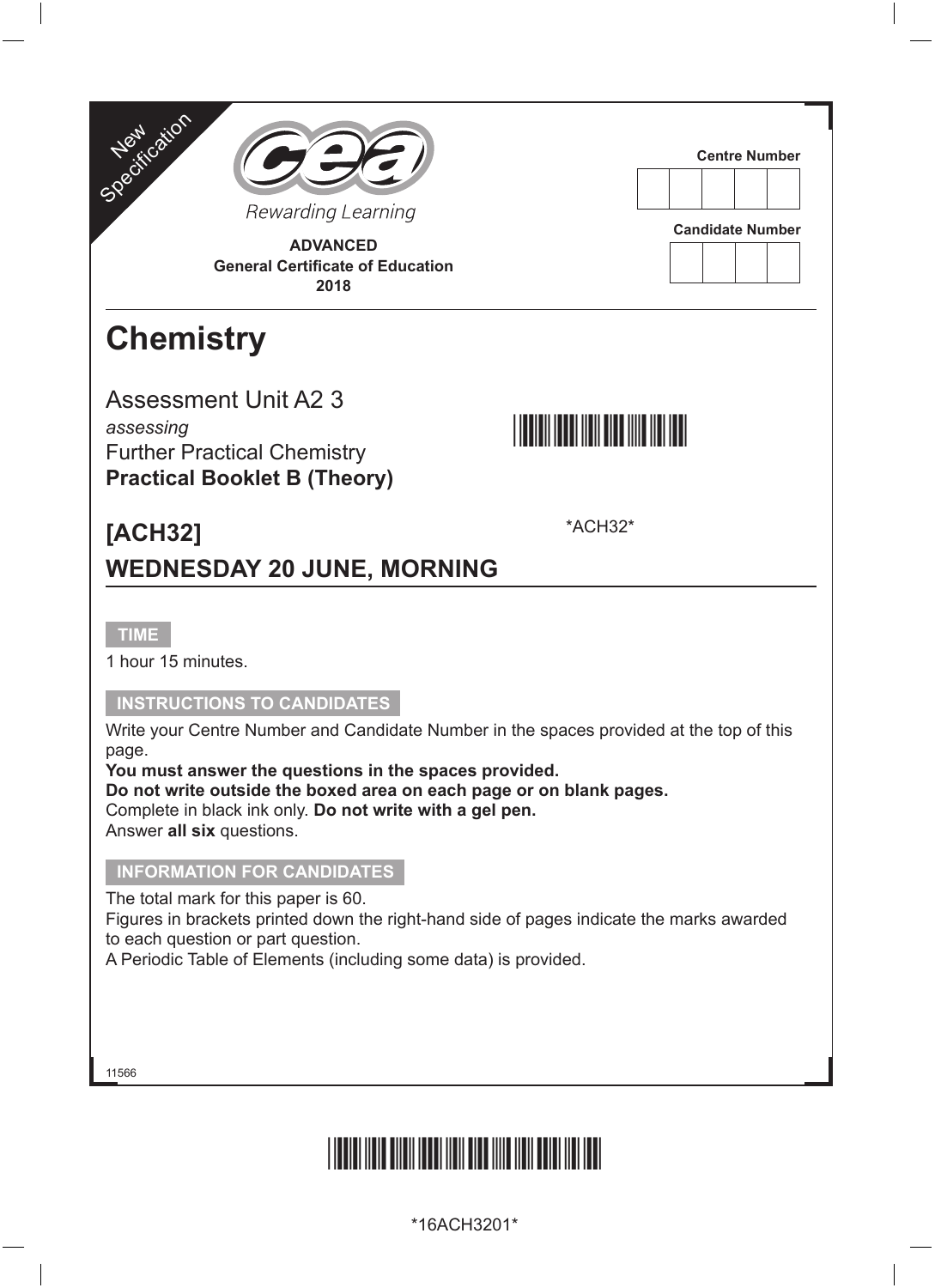New Specification

Rewarding Learning

**ADVANCED**
**General Certificate of Education**
**2018**

Centre Number

Candidate Number

# Chemistry

Assessment Unit A2 3
*assessing*
Further Practical Chemistry
**Practical Booklet B (Theory)**

## [ACH32]

*ACH32*

## WEDNESDAY 20 JUNE, MORNING

**TIME**

1 hour 15 minutes.

**INSTRUCTIONS TO CANDIDATES**

Write your Centre Number and Candidate Number in the spaces provided at the top of this page.
**You must answer the questions in the spaces provided.**
**Do not write outside the boxed area on each page or on blank pages.**
Complete in black ink only. **Do not write with a gel pen.**
Answer **all six** questions.

**INFORMATION FOR CANDIDATES**

The total mark for this paper is 60.
Figures in brackets printed down the right-hand side of pages indicate the marks awarded to each question or part question.
A Periodic Table of Elements (including some data) is provided.

11566

*16ACH3201*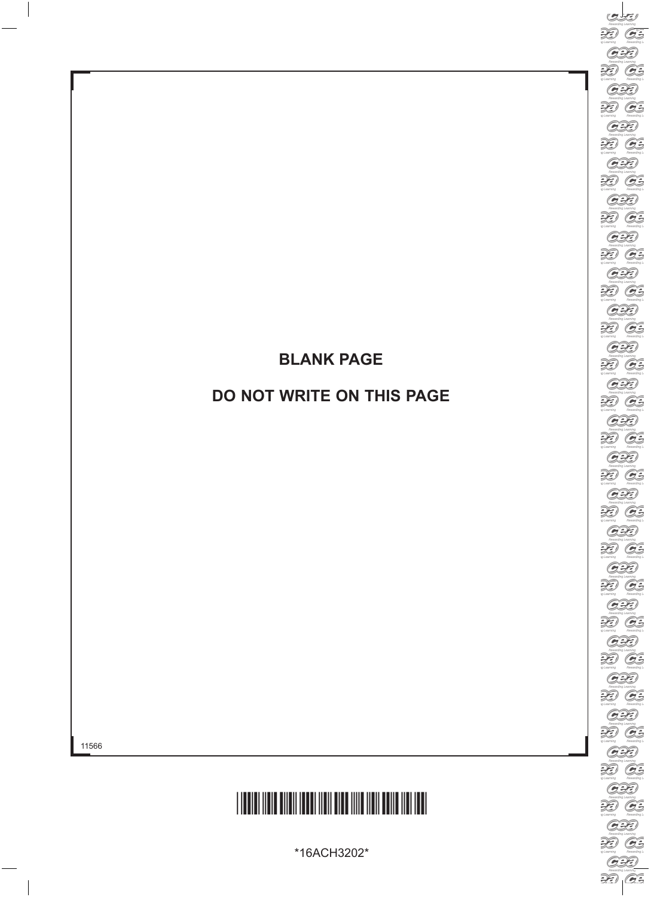**BLANK PAGE**

**DO NOT WRITE ON THIS PAGE**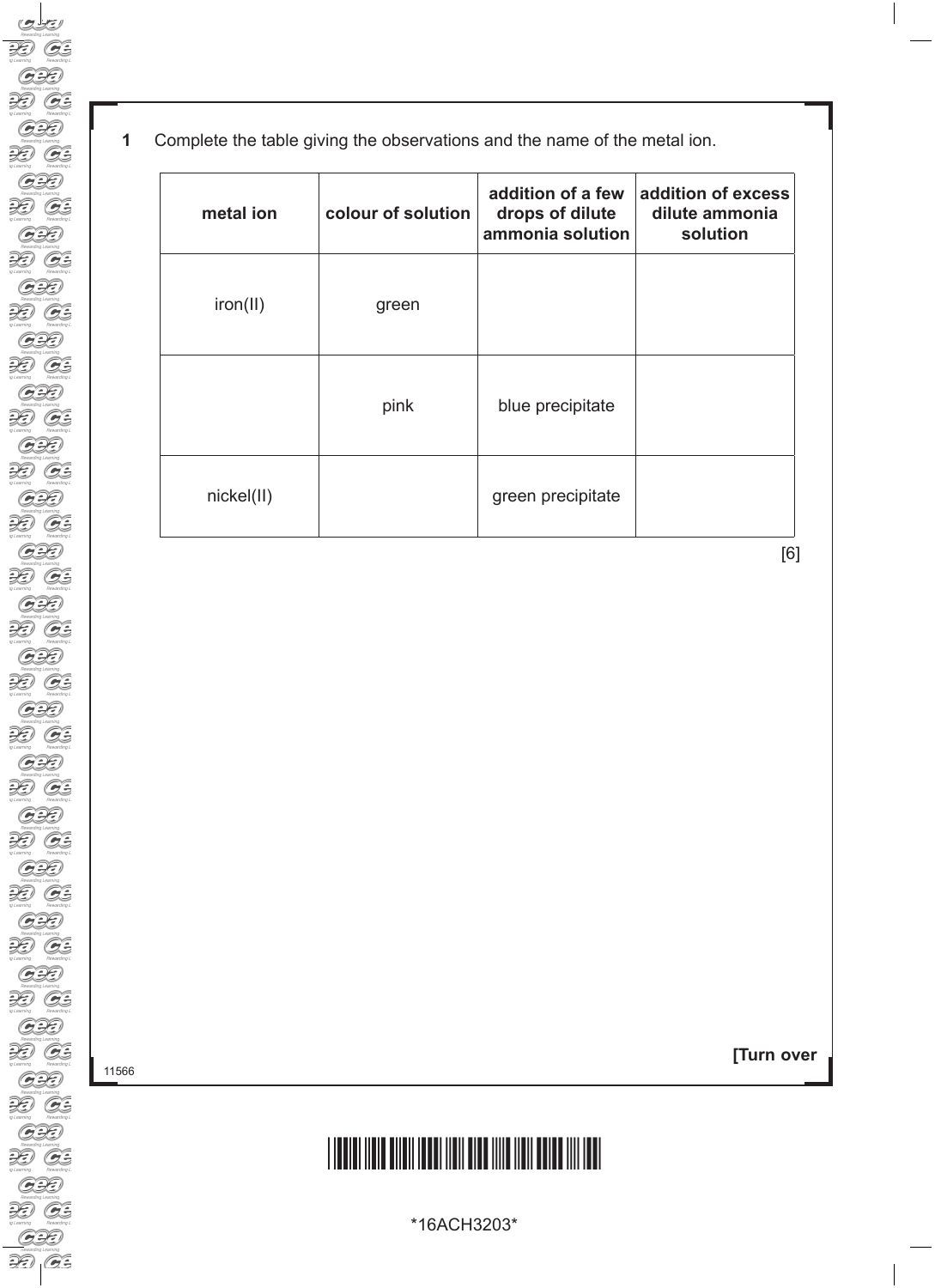**1** Complete the table giving the observations and the name of the metal ion.

| metal ion | colour of solution | addition of a few drops of dilute ammonia solution | addition of excess dilute ammonia solution |
|---|---|---|---|
| iron(II) | green | | |
| | pink | blue precipitate | |
| nickel(II) | | green precipitate | |

[6]

**[Turn over**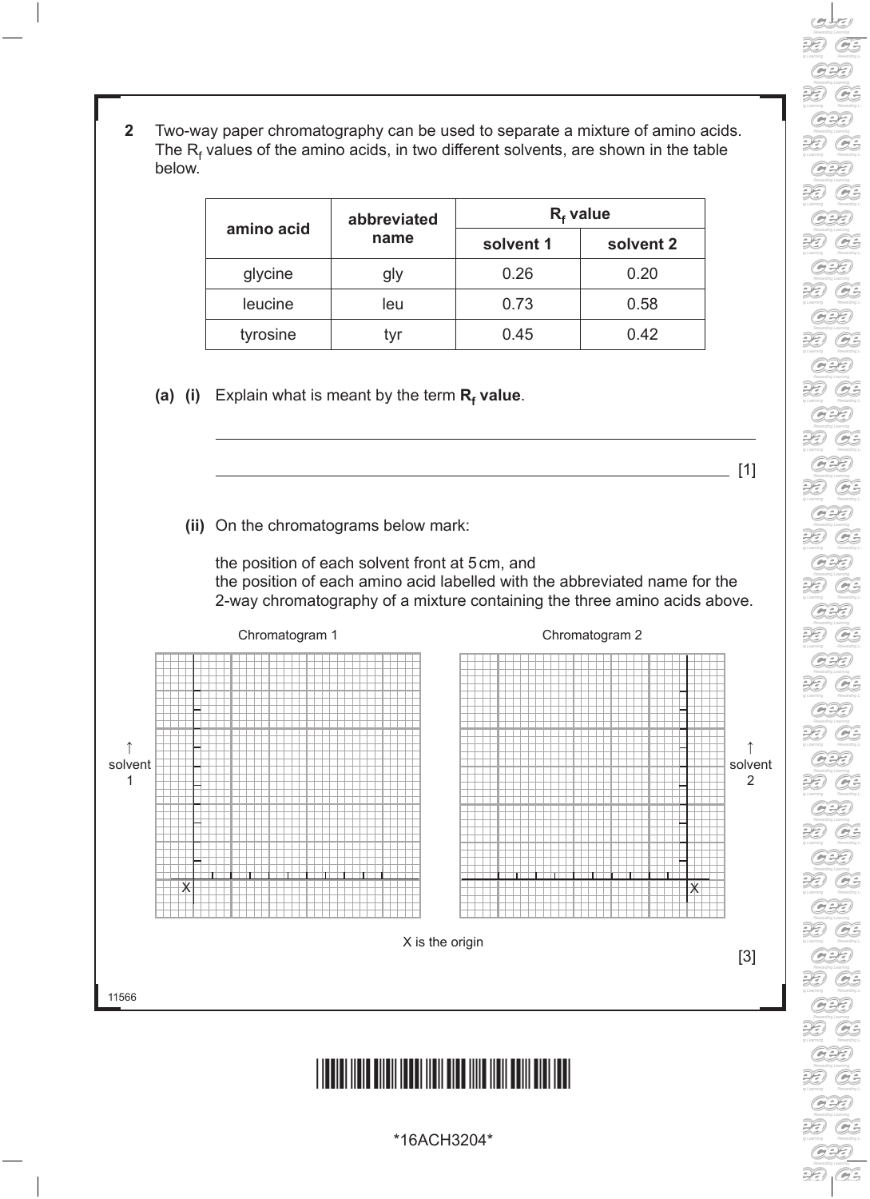**2** Two-way paper chromatography can be used to separate a mixture of amino acids. The $R_f$ values of the amino acids, in two different solvents, are shown in the table below.

| amino acid | abbreviated name | $R_f$ value | |
|---|---|---|---|
| | | solvent 1 | solvent 2 |
| glycine | gly | 0.26 | 0.20 |
| leucine | leu | 0.73 | 0.58 |
| tyrosine | tyr | 0.45 | 0.42 |

**(a) (i)** Explain what is meant by the term **$R_f$ value**.

_______________________________________________________________

_______________________________________________________________ [1]

**(ii)** On the chromatograms below mark:

the position of each solvent front at 5 cm, and
the position of each amino acid labelled with the abbreviated name for the 2-way chromatography of a mixture containing the three amino acids above.

Chromatogram 1 (↑ solvent 1)

Chromatogram 2 (↑ solvent 2)

X is the origin

[3]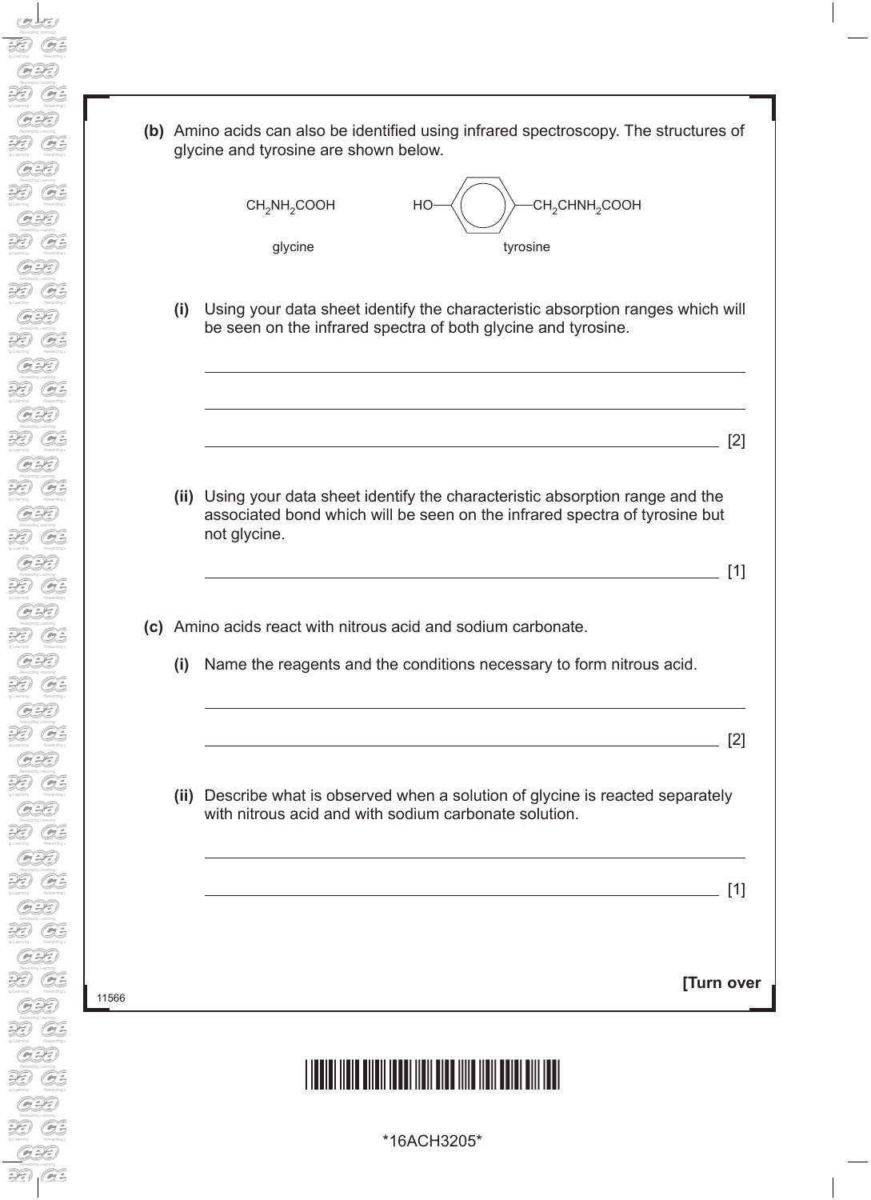**(b)** Amino acids can also be identified using infrared spectroscopy. The structures of glycine and tyrosine are shown below.

$CH_2NH_2COOH$ (glycine)

HO–$C_6H_4$–$CH_2CHNH_2COOH$ (tyrosine)

**(i)** Using your data sheet identify the characteristic absorption ranges which will be seen on the infrared spectra of both glycine and tyrosine.

\_\_\_\_\_\_\_\_\_\_\_\_\_\_\_\_\_\_\_\_\_\_\_\_\_\_\_\_\_\_\_\_\_\_\_\_\_\_\_\_\_\_\_\_\_\_\_\_\_\_\_\_\_\_\_\_

\_\_\_\_\_\_\_\_\_\_\_\_\_\_\_\_\_\_\_\_\_\_\_\_\_\_\_\_\_\_\_\_\_\_\_\_\_\_\_\_\_\_\_\_\_\_\_\_\_\_\_\_\_\_\_\_

\_\_\_\_\_\_\_\_\_\_\_\_\_\_\_\_\_\_\_\_\_\_\_\_\_\_\_\_\_\_\_\_\_\_\_\_\_\_\_\_\_\_\_\_\_\_\_\_\_\_\_\_\_\_\_\_ [2]

**(ii)** Using your data sheet identify the characteristic absorption range and the associated bond which will be seen on the infrared spectra of tyrosine but not glycine.

\_\_\_\_\_\_\_\_\_\_\_\_\_\_\_\_\_\_\_\_\_\_\_\_\_\_\_\_\_\_\_\_\_\_\_\_\_\_\_\_\_\_\_\_\_\_\_\_\_\_\_\_\_\_\_\_ [1]

**(c)** Amino acids react with nitrous acid and sodium carbonate.

**(i)** Name the reagents and the conditions necessary to form nitrous acid.

\_\_\_\_\_\_\_\_\_\_\_\_\_\_\_\_\_\_\_\_\_\_\_\_\_\_\_\_\_\_\_\_\_\_\_\_\_\_\_\_\_\_\_\_\_\_\_\_\_\_\_\_\_\_\_\_

\_\_\_\_\_\_\_\_\_\_\_\_\_\_\_\_\_\_\_\_\_\_\_\_\_\_\_\_\_\_\_\_\_\_\_\_\_\_\_\_\_\_\_\_\_\_\_\_\_\_\_\_\_\_\_\_ [2]

**(ii)** Describe what is observed when a solution of glycine is reacted separately with nitrous acid and with sodium carbonate solution.

\_\_\_\_\_\_\_\_\_\_\_\_\_\_\_\_\_\_\_\_\_\_\_\_\_\_\_\_\_\_\_\_\_\_\_\_\_\_\_\_\_\_\_\_\_\_\_\_\_\_\_\_\_\_\_\_

\_\_\_\_\_\_\_\_\_\_\_\_\_\_\_\_\_\_\_\_\_\_\_\_\_\_\_\_\_\_\_\_\_\_\_\_\_\_\_\_\_\_\_\_\_\_\_\_\_\_\_\_\_\_\_\_ [1]

**[Turn over**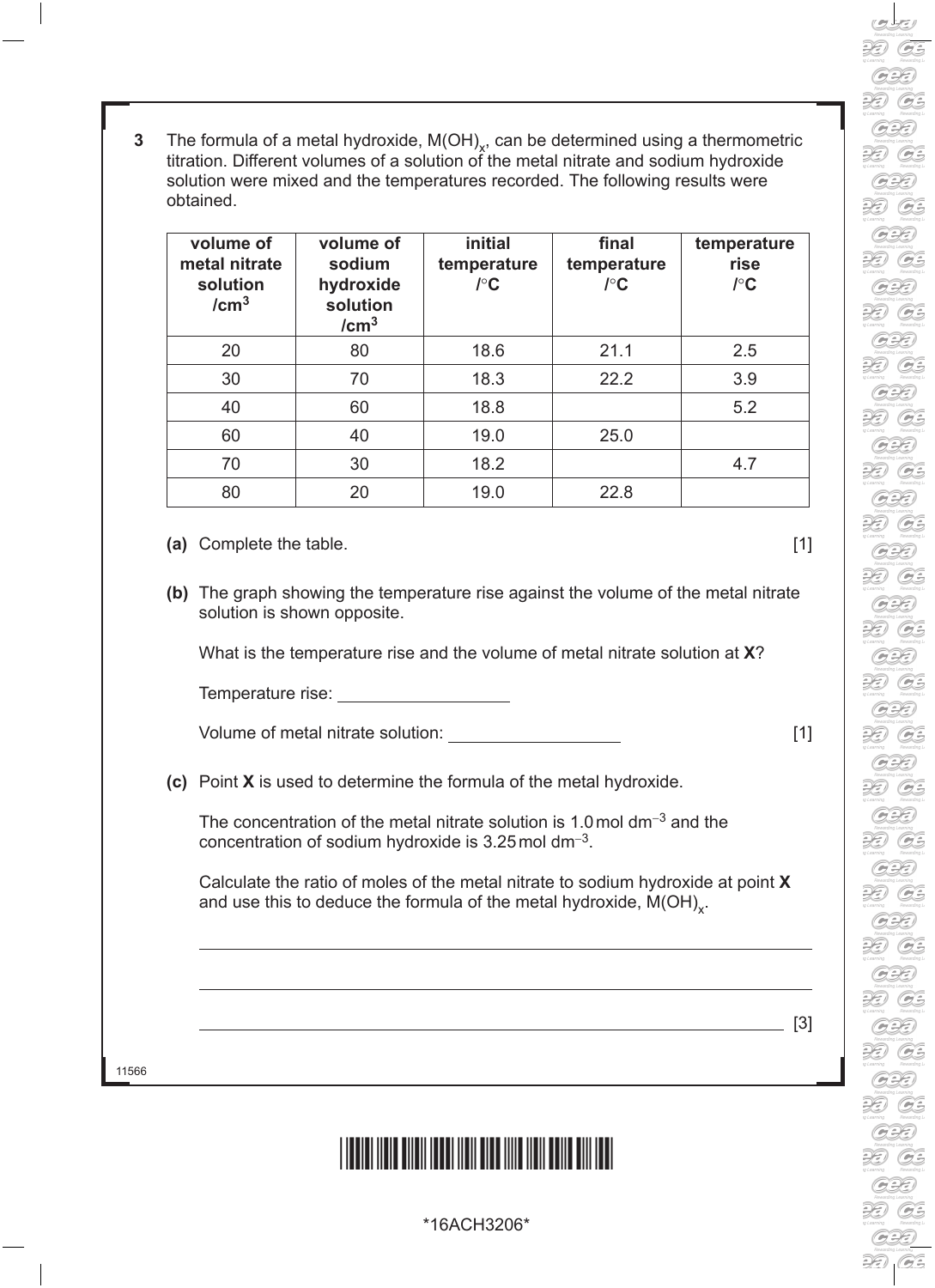**3** The formula of a metal hydroxide, $M(OH)_x$, can be determined using a thermometric titration. Different volumes of a solution of the metal nitrate and sodium hydroxide solution were mixed and the temperatures recorded. The following results were obtained.

| volume of metal nitrate solution /cm$^3$ | volume of sodium hydroxide solution /cm$^3$ | initial temperature /°C | final temperature /°C | temperature rise /°C |
|---|---|---|---|---|
| 20 | 80 | 18.6 | 21.1 | 2.5 |
| 30 | 70 | 18.3 | 22.2 | 3.9 |
| 40 | 60 | 18.8 | | 5.2 |
| 60 | 40 | 19.0 | 25.0 | |
| 70 | 30 | 18.2 | | 4.7 |
| 80 | 20 | 19.0 | 22.8 | |

**(a)** Complete the table. [1]

**(b)** The graph showing the temperature rise against the volume of the metal nitrate solution is shown opposite.

What is the temperature rise and the volume of metal nitrate solution at **X**?

Temperature rise: \_\_\_\_\_\_\_\_\_\_\_\_\_\_\_\_\_\_

Volume of metal nitrate solution: \_\_\_\_\_\_\_\_\_\_\_\_\_\_\_\_\_\_ [1]

**(c)** Point **X** is used to determine the formula of the metal hydroxide.

The concentration of the metal nitrate solution is 1.0 mol dm$^{-3}$ and the concentration of sodium hydroxide is 3.25 mol dm$^{-3}$.

Calculate the ratio of moles of the metal nitrate to sodium hydroxide at point **X** and use this to deduce the formula of the metal hydroxide, $M(OH)_x$.

\_\_\_\_\_\_\_\_\_\_\_\_\_\_\_\_\_\_\_\_\_\_\_\_\_\_\_\_\_\_\_\_\_\_\_\_\_\_\_\_\_\_\_\_\_\_\_\_\_\_

\_\_\_\_\_\_\_\_\_\_\_\_\_\_\_\_\_\_\_\_\_\_\_\_\_\_\_\_\_\_\_\_\_\_\_\_\_\_\_\_\_\_\_\_\_\_\_\_\_\_

\_\_\_\_\_\_\_\_\_\_\_\_\_\_\_\_\_\_\_\_\_\_\_\_\_\_\_\_\_\_\_\_\_\_\_\_\_\_\_\_\_\_\_\_\_\_\_\_\_\_ [3]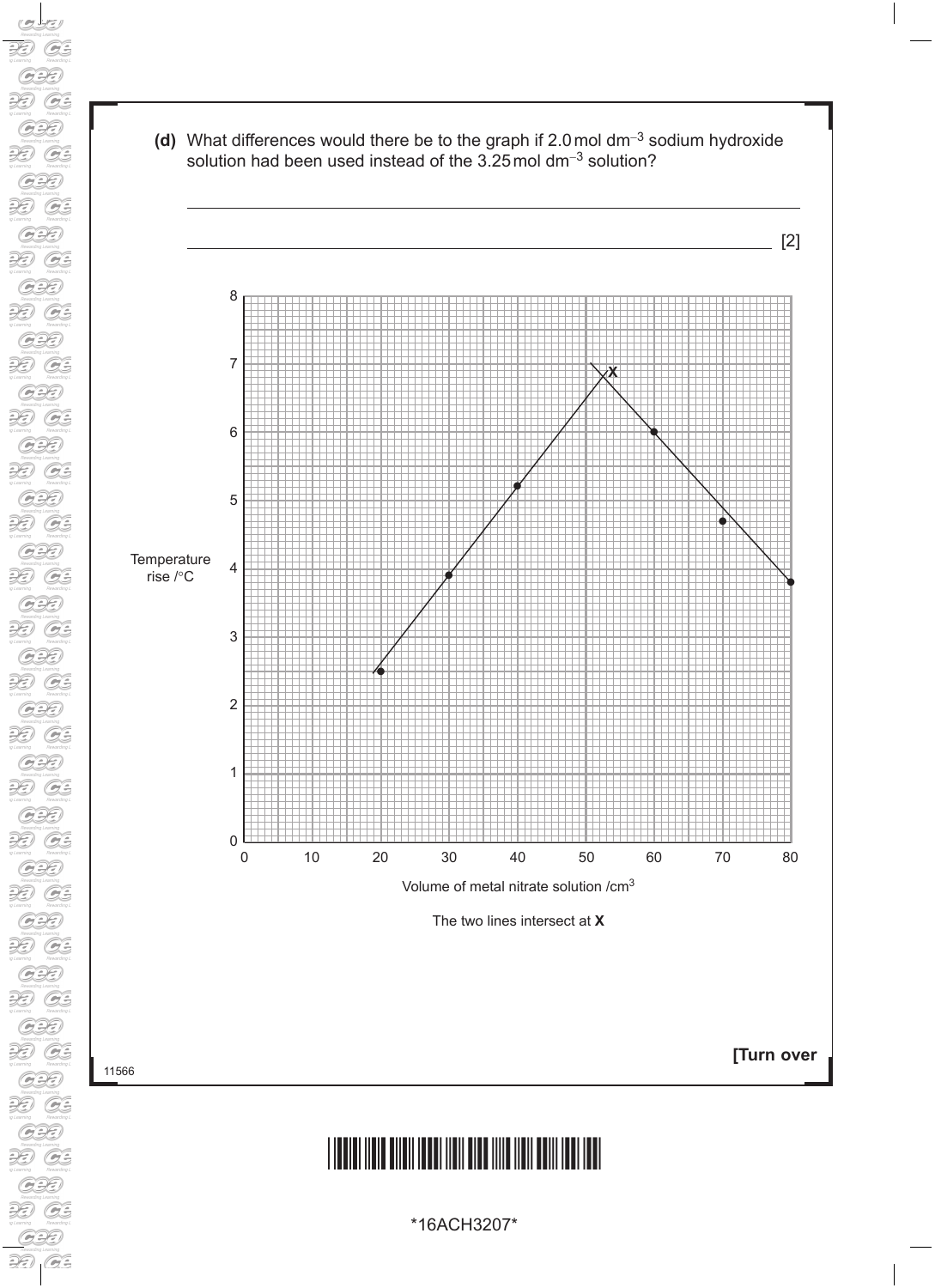**(d)** What differences would there be to the graph if 2.0 mol dm$^{-3}$ sodium hydroxide solution had been used instead of the 3.25 mol dm$^{-3}$ solution?

______________________________________________________________________

______________________________________________________________________ [2]

Temperature rise /°C

Volume of metal nitrate solution /cm$^3$

The two lines intersect at **X**

**[Turn over**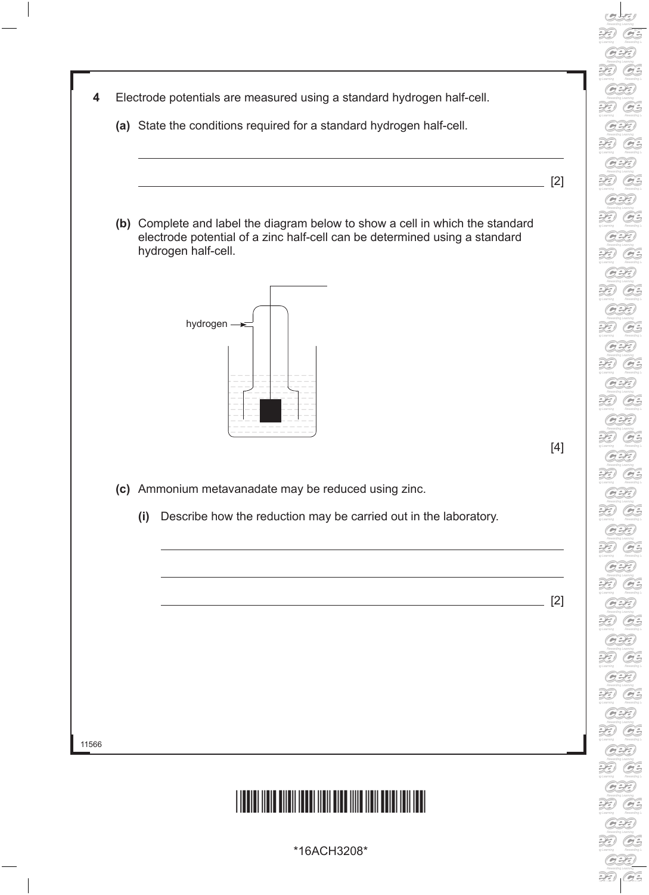**4** Electrode potentials are measured using a standard hydrogen half-cell.

**(a)** State the conditions required for a standard hydrogen half-cell.

______________________________________________________________________

______________________________________________________________________ [2]

**(b)** Complete and label the diagram below to show a cell in which the standard electrode potential of a zinc half-cell can be determined using a standard hydrogen half-cell.

hydrogen →

[4]

**(c)** Ammonium metavanadate may be reduced using zinc.

**(i)** Describe how the reduction may be carried out in the laboratory.

______________________________________________________________________

______________________________________________________________________

______________________________________________________________________ [2]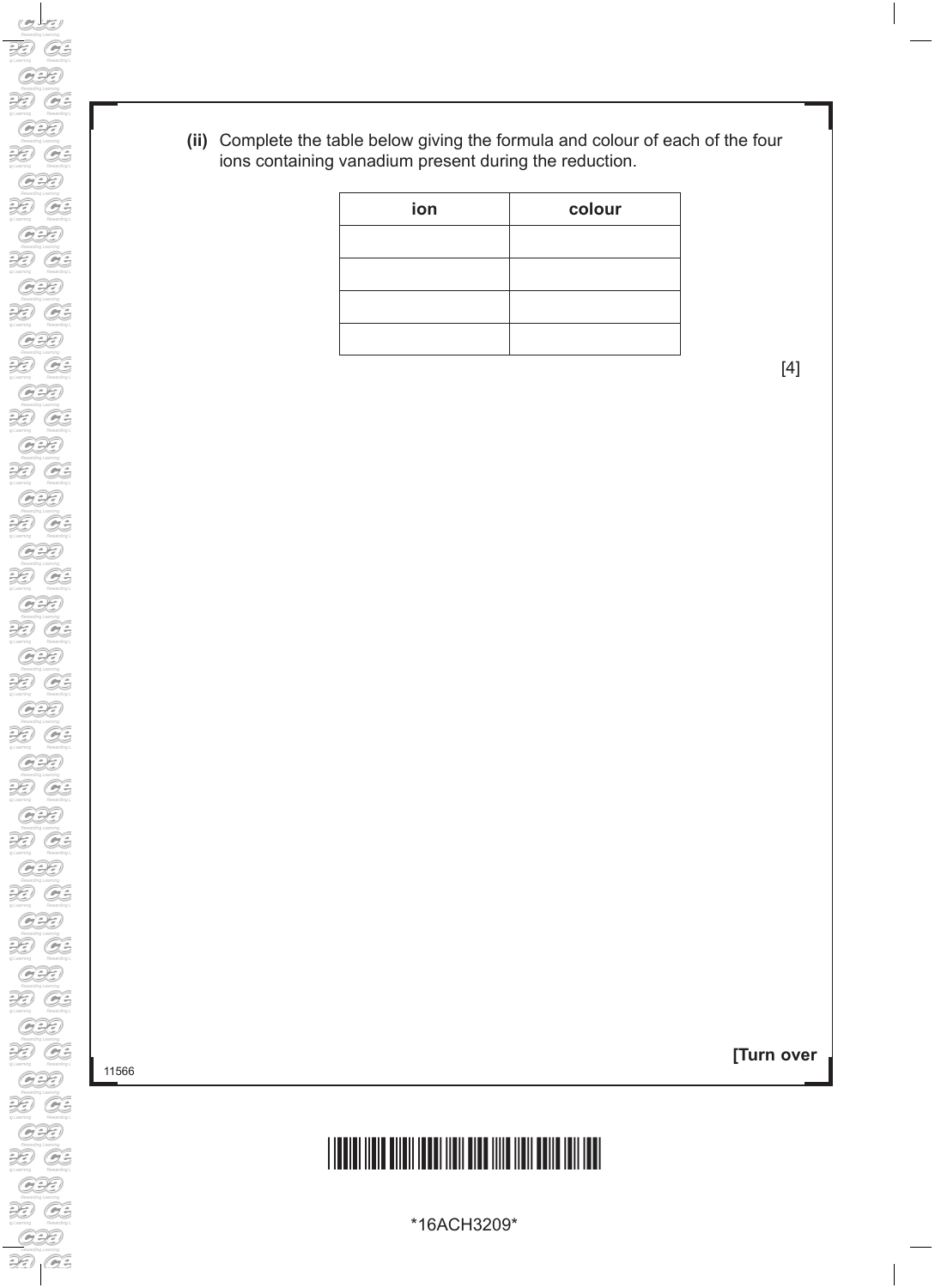**(ii)** Complete the table below giving the formula and colour of each of the four ions containing vanadium present during the reduction.

| ion | colour |
| --- | --- |
| | |
| | |
| | |
| | |

[4]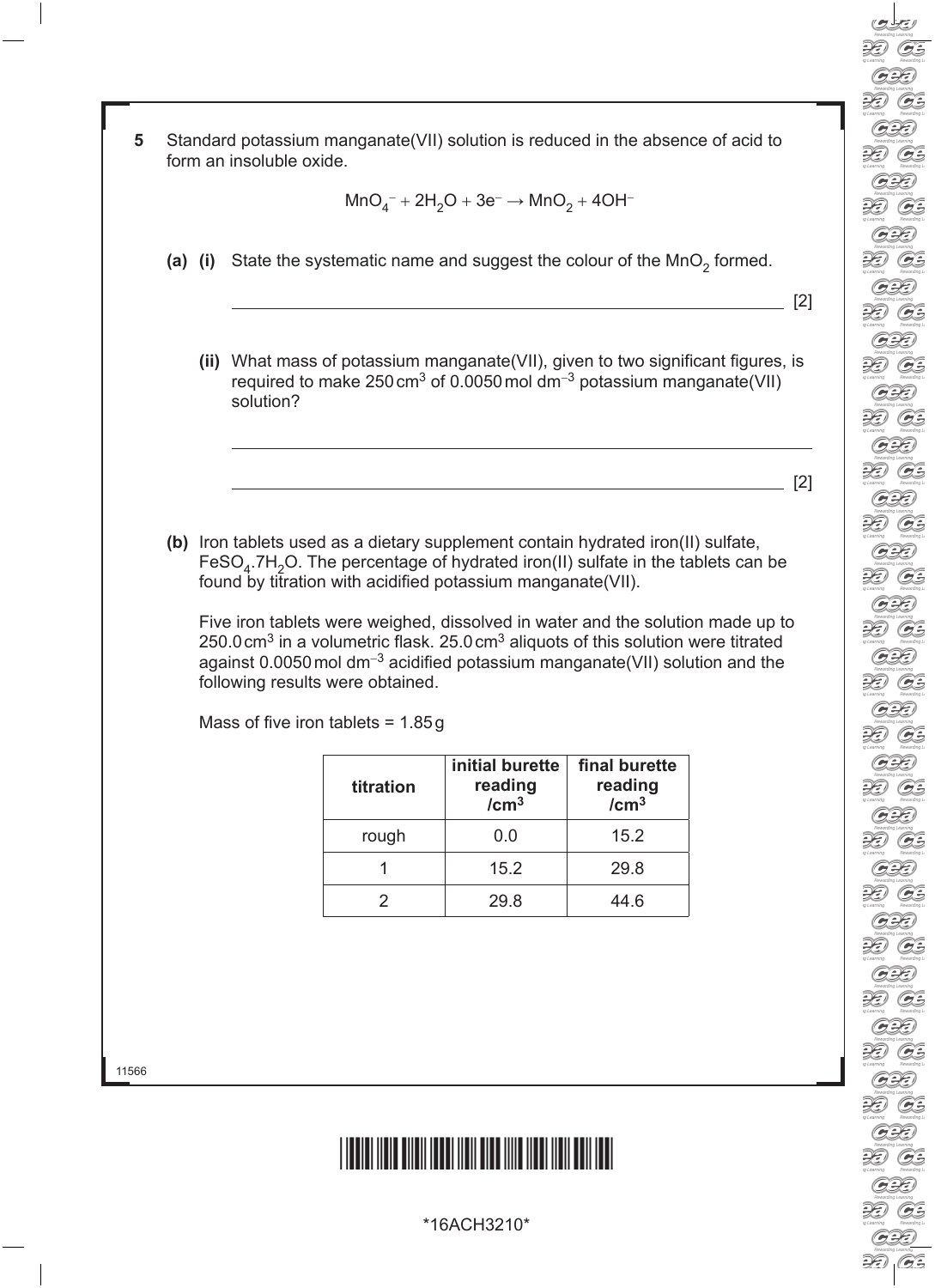**5** Standard potassium manganate(VII) solution is reduced in the absence of acid to form an insoluble oxide.

$$MnO_4^- + 2H_2O + 3e^- \rightarrow MnO_2 + 4OH^-$$

**(a) (i)** State the systematic name and suggest the colour of the $MnO_2$ formed.

_______________________________________________ [2]

**(ii)** What mass of potassium manganate(VII), given to two significant figures, is required to make 250 $cm^3$ of 0.0050 mol $dm^{-3}$ potassium manganate(VII) solution?

_______________________________________________

_______________________________________________ [2]

**(b)** Iron tablets used as a dietary supplement contain hydrated iron(II) sulfate, $FeSO_4.7H_2O$. The percentage of hydrated iron(II) sulfate in the tablets can be found by titration with acidified potassium manganate(VII).

Five iron tablets were weighed, dissolved in water and the solution made up to 250.0 $cm^3$ in a volumetric flask. 25.0 $cm^3$ aliquots of this solution were titrated against 0.0050 mol $dm^{-3}$ acidified potassium manganate(VII) solution and the following results were obtained.

Mass of five iron tablets = 1.85 g

| titration | initial burette reading /$cm^3$ | final burette reading /$cm^3$ |
|---|---|---|
| rough | 0.0 | 15.2 |
| 1 | 15.2 | 29.8 |
| 2 | 29.8 | 44.6 |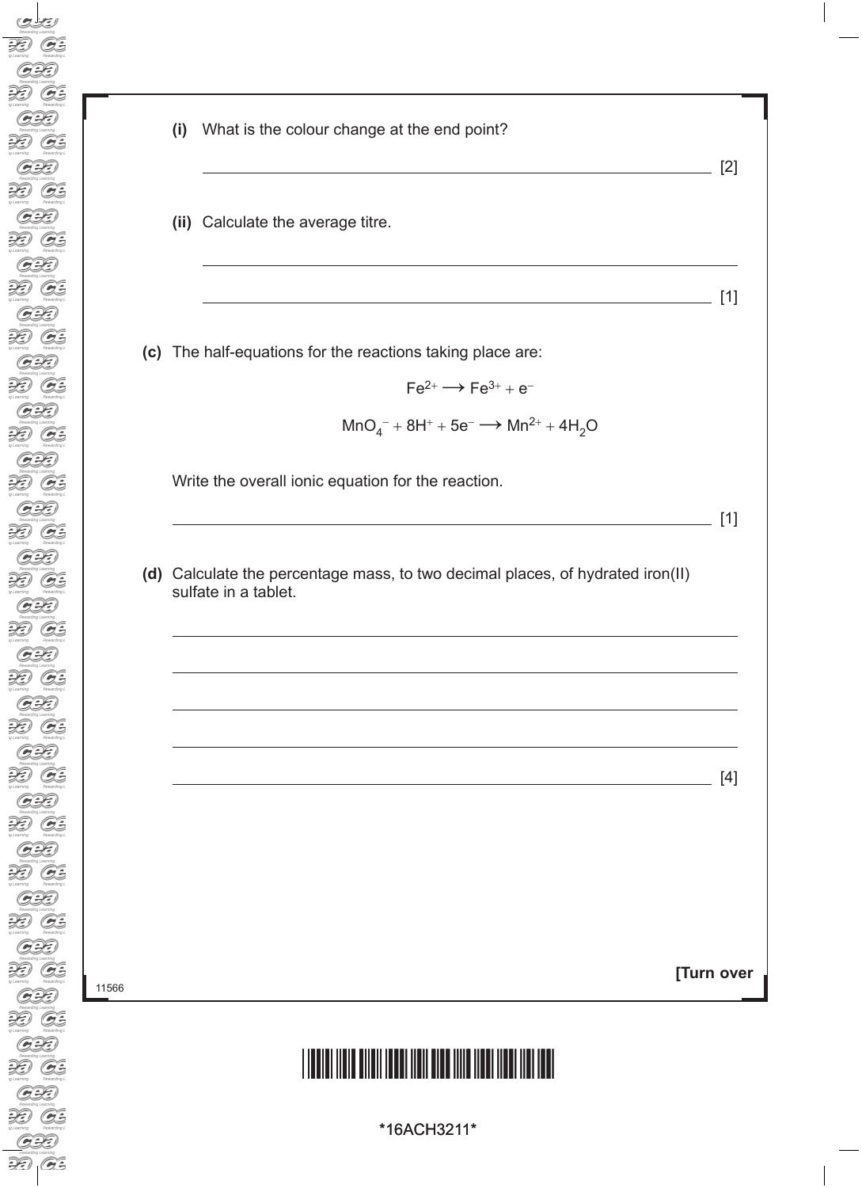**(i)** What is the colour change at the end point?

_______________________________________________ [2]

**(ii)** Calculate the average titre.

_______________________________________________

_______________________________________________ [1]

**(c)** The half-equations for the reactions taking place are:

$$Fe^{2+} \longrightarrow Fe^{3+} + e^-$$

$$MnO_4^- + 8H^+ + 5e^- \longrightarrow Mn^{2+} + 4H_2O$$

Write the overall ionic equation for the reaction.

_______________________________________________ [1]

**(d)** Calculate the percentage mass, to two decimal places, of hydrated iron(II) sulfate in a tablet.

_______________________________________________

_______________________________________________

_______________________________________________

_______________________________________________

_______________________________________________ [4]

**[Turn over**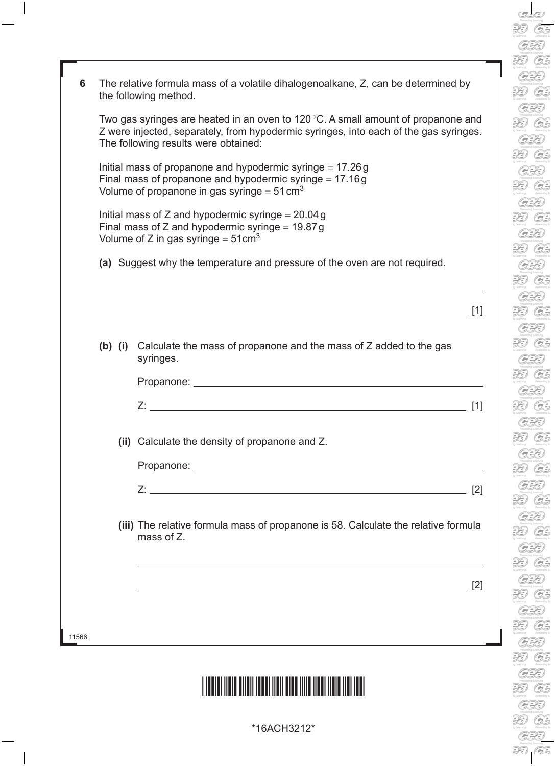**6** The relative formula mass of a volatile dihalogenoalkane, Z, can be determined by the following method.

Two gas syringes are heated in an oven to 120 °C. A small amount of propanone and Z were injected, separately, from hypodermic syringes, into each of the gas syringes. The following results were obtained:

Initial mass of propanone and hypodermic syringe = 17.26 g
Final mass of propanone and hypodermic syringe = 17.16 g
Volume of propanone in gas syringe = 51 $cm^3$

Initial mass of Z and hypodermic syringe = 20.04 g
Final mass of Z and hypodermic syringe = 19.87 g
Volume of Z in gas syringe = 51 $cm^3$

**(a)** Suggest why the temperature and pressure of the oven are not required.

_______________________________________________

_______________________________________________ [1]

**(b) (i)** Calculate the mass of propanone and the mass of Z added to the gas syringes.

Propanone: _______________________________________________

Z: _______________________________________________ [1]

**(ii)** Calculate the density of propanone and Z.

Propanone: _______________________________________________

Z: _______________________________________________ [2]

**(iii)** The relative formula mass of propanone is 58. Calculate the relative formula mass of Z.

_______________________________________________

_______________________________________________ [2]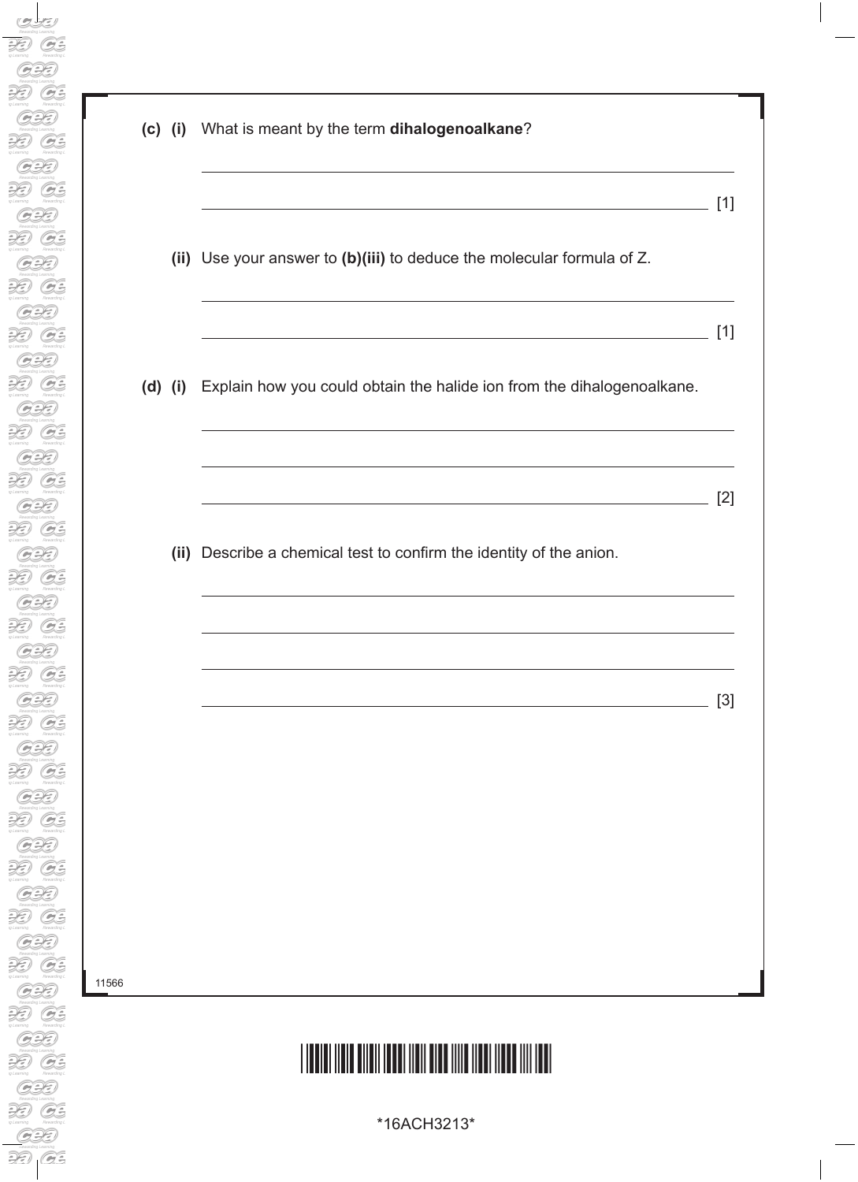**(c) (i)** What is meant by the term **dihalogenoalkane**?

_______________________________________________________________

_______________________________________________________________ [1]

**(ii)** Use your answer to **(b)(iii)** to deduce the molecular formula of Z.

_______________________________________________________________

_______________________________________________________________ [1]

**(d) (i)** Explain how you could obtain the halide ion from the dihalogenoalkane.

_______________________________________________________________

_______________________________________________________________

_______________________________________________________________ [2]

**(ii)** Describe a chemical test to confirm the identity of the anion.

_______________________________________________________________

_______________________________________________________________

_______________________________________________________________

_______________________________________________________________ [3]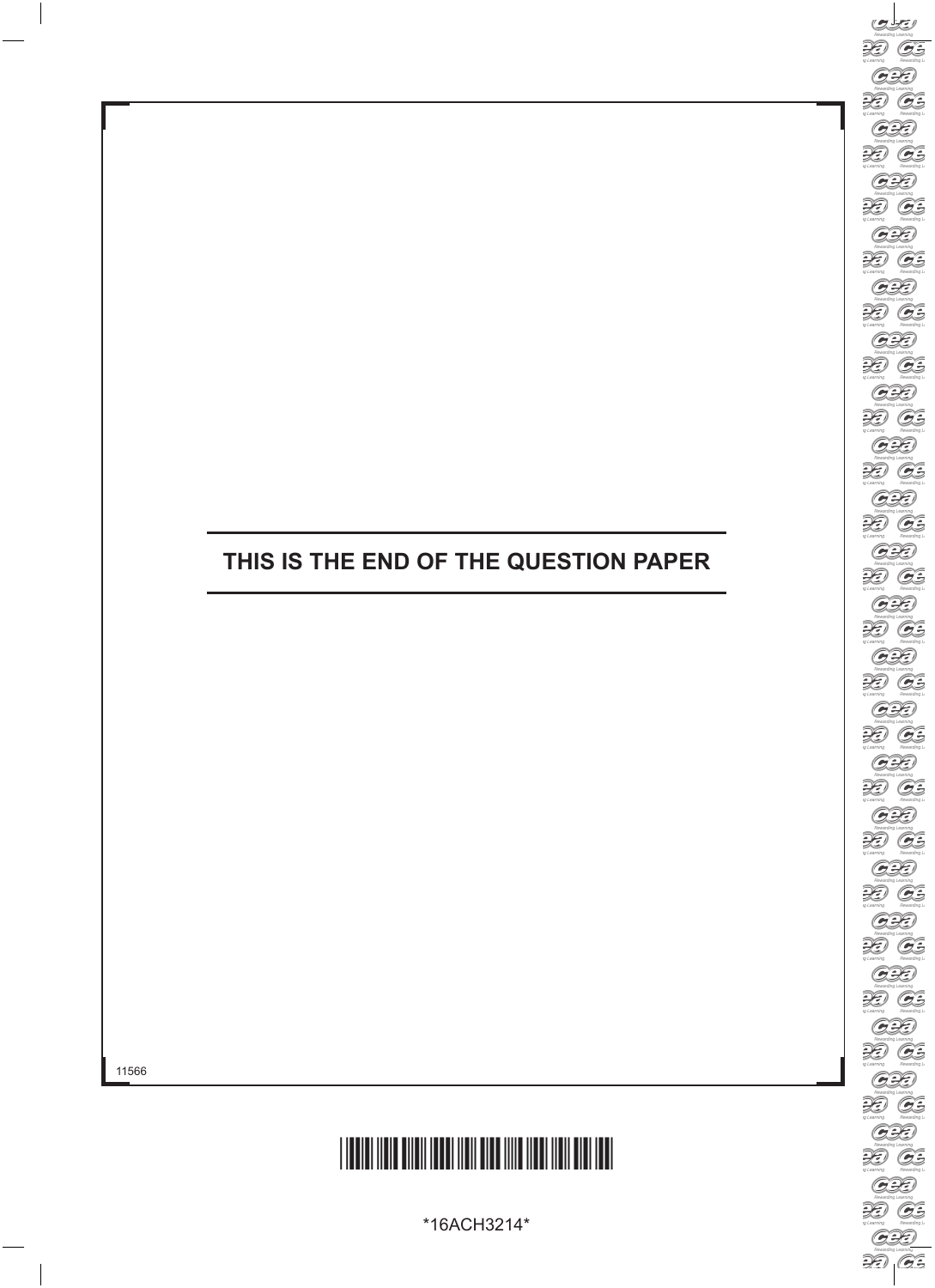**THIS IS THE END OF THE QUESTION PAPER**

11566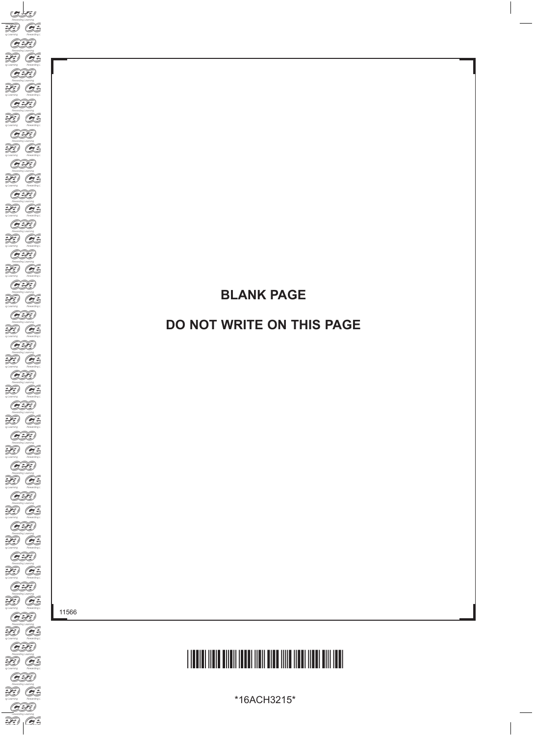**BLANK PAGE**

**DO NOT WRITE ON THIS PAGE**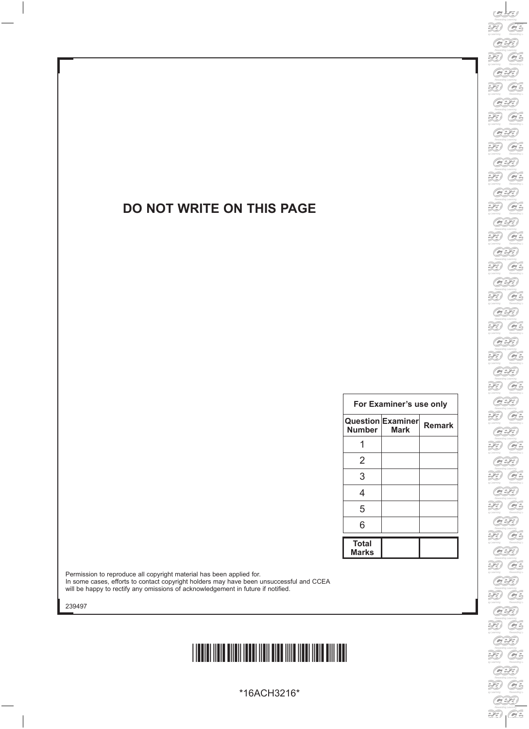**DO NOT WRITE ON THIS PAGE**

| For Examiner's use only | | |
|---|---|---|
| Question Number | Examiner Mark | Remark |
| 1 | | |
| 2 | | |
| 3 | | |
| 4 | | |
| 5 | | |
| 6 | | |
| Total Marks | | |

Permission to reproduce all copyright material has been applied for.
In some cases, efforts to contact copyright holders may have been unsuccessful and CCEA will be happy to rectify any omissions of acknowledgement in future if notified.

239497

*16ACH3216*